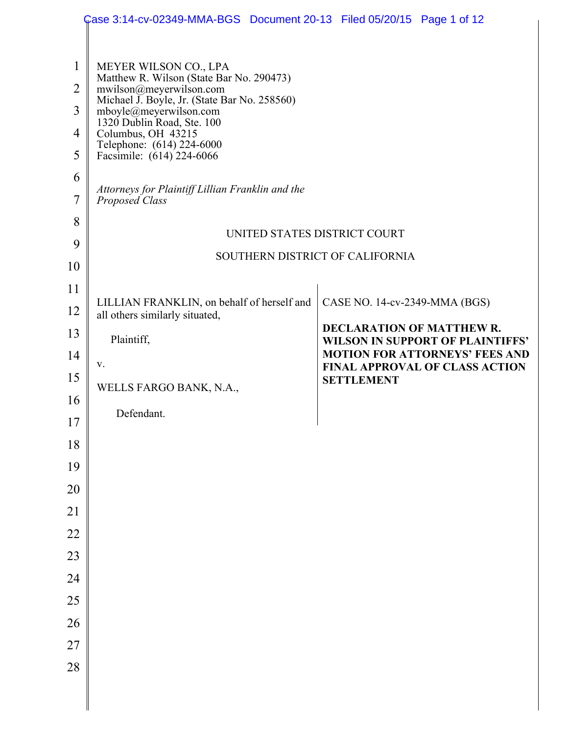MEYER WILSON CO., LPA
Matthew R. Wilson (State Bar No. 290473)
mwilson@meyerwilson.com
Michael J. Boyle, Jr. (State Bar No. 258560)
mboyle@meyerwilson.com
1320 Dublin Road, Ste. 100
Columbus, OH 43215
Telephone: (614) 224-6000
Facsimile: (614) 224-6066

*Attorneys for Plaintiff Lillian Franklin and the Proposed Class*

UNITED STATES DISTRICT COURT

SOUTHERN DISTRICT OF CALIFORNIA

LILLIAN FRANKLIN, on behalf of herself and all others similarly situated,

Plaintiff,

v.

WELLS FARGO BANK, N.A.,

Defendant.

CASE NO. 14-cv-2349-MMA (BGS)

**DECLARATION OF MATTHEW R. WILSON IN SUPPORT OF PLAINTIFFS' MOTION FOR ATTORNEYS' FEES AND FINAL APPROVAL OF CLASS ACTION SETTLEMENT**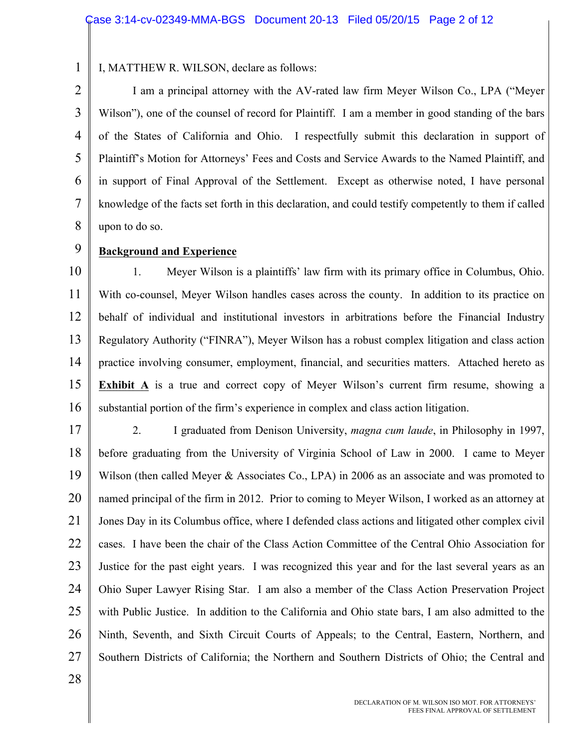I, MATTHEW R. WILSON, declare as follows:

I am a principal attorney with the AV-rated law firm Meyer Wilson Co., LPA ("Meyer Wilson"), one of the counsel of record for Plaintiff. I am a member in good standing of the bars of the States of California and Ohio. I respectfully submit this declaration in support of Plaintiff's Motion for Attorneys' Fees and Costs and Service Awards to the Named Plaintiff, and in support of Final Approval of the Settlement. Except as otherwise noted, I have personal knowledge of the facts set forth in this declaration, and could testify competently to them if called upon to do so.

**Background and Experience**

1. Meyer Wilson is a plaintiffs' law firm with its primary office in Columbus, Ohio. With co-counsel, Meyer Wilson handles cases across the county. In addition to its practice on behalf of individual and institutional investors in arbitrations before the Financial Industry Regulatory Authority ("FINRA"), Meyer Wilson has a robust complex litigation and class action practice involving consumer, employment, financial, and securities matters. Attached hereto as **Exhibit A** is a true and correct copy of Meyer Wilson's current firm resume, showing a substantial portion of the firm's experience in complex and class action litigation.

2. I graduated from Denison University, *magna cum laude*, in Philosophy in 1997, before graduating from the University of Virginia School of Law in 2000. I came to Meyer Wilson (then called Meyer & Associates Co., LPA) in 2006 as an associate and was promoted to named principal of the firm in 2012. Prior to coming to Meyer Wilson, I worked as an attorney at Jones Day in its Columbus office, where I defended class actions and litigated other complex civil cases. I have been the chair of the Class Action Committee of the Central Ohio Association for Justice for the past eight years. I was recognized this year and for the last several years as an Ohio Super Lawyer Rising Star. I am also a member of the Class Action Preservation Project with Public Justice. In addition to the California and Ohio state bars, I am also admitted to the Ninth, Seventh, and Sixth Circuit Courts of Appeals; to the Central, Eastern, Northern, and Southern Districts of California; the Northern and Southern Districts of Ohio; the Central and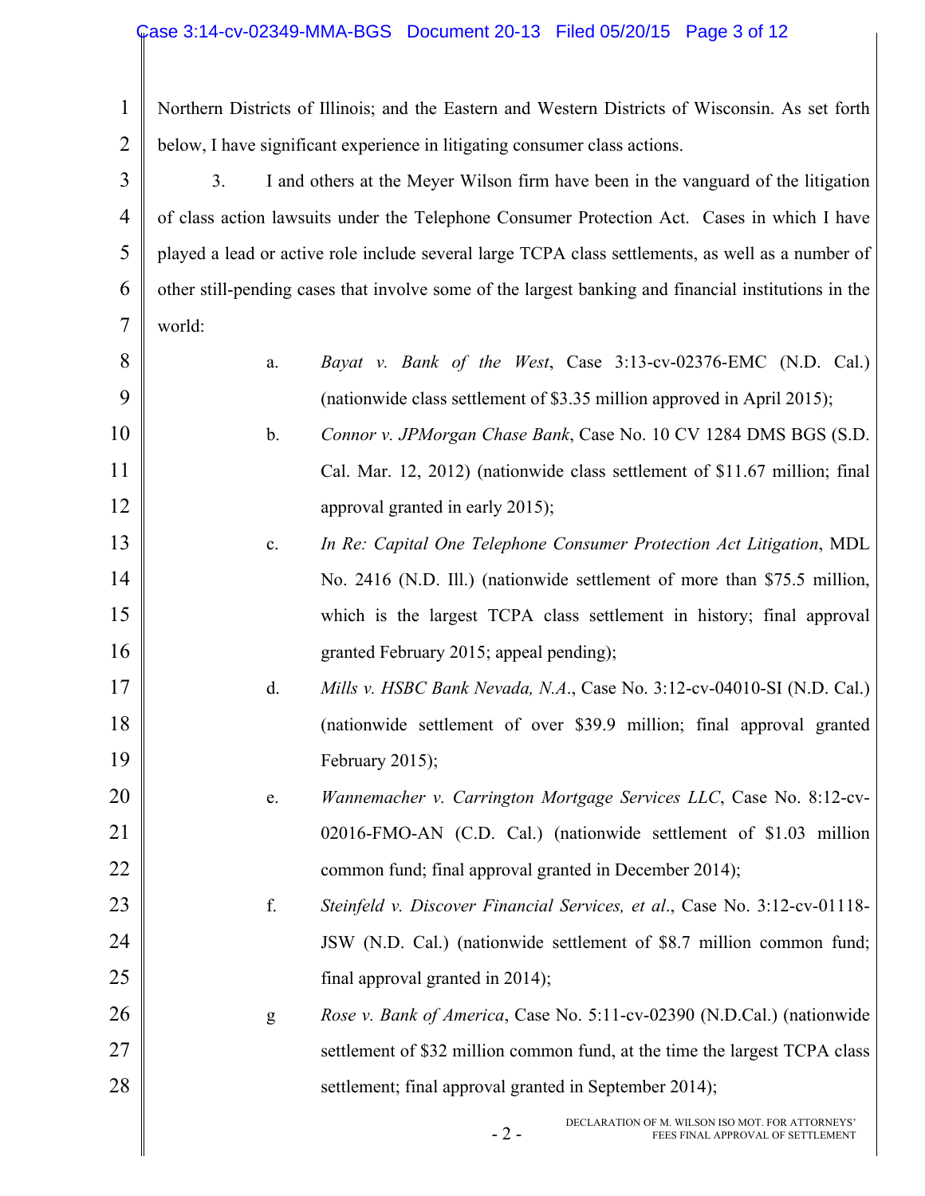Northern Districts of Illinois; and the Eastern and Western Districts of Wisconsin. As set forth below, I have significant experience in litigating consumer class actions.

3. I and others at the Meyer Wilson firm have been in the vanguard of the litigation of class action lawsuits under the Telephone Consumer Protection Act. Cases in which I have played a lead or active role include several large TCPA class settlements, as well as a number of other still-pending cases that involve some of the largest banking and financial institutions in the world:

a. *Bayat v. Bank of the West*, Case 3:13-cv-02376-EMC (N.D. Cal.) (nationwide class settlement of $3.35 million approved in April 2015);

b. *Connor v. JPMorgan Chase Bank*, Case No. 10 CV 1284 DMS BGS (S.D. Cal. Mar. 12, 2012) (nationwide class settlement of $11.67 million; final approval granted in early 2015);

c. *In Re: Capital One Telephone Consumer Protection Act Litigation*, MDL No. 2416 (N.D. Ill.) (nationwide settlement of more than $75.5 million, which is the largest TCPA class settlement in history; final approval granted February 2015; appeal pending);

d. *Mills v. HSBC Bank Nevada, N.A.*, Case No. 3:12-cv-04010-SI (N.D. Cal.) (nationwide settlement of over $39.9 million; final approval granted February 2015);

e. *Wannemacher v. Carrington Mortgage Services LLC*, Case No. 8:12-cv-02016-FMO-AN (C.D. Cal.) (nationwide settlement of $1.03 million common fund; final approval granted in December 2014);

f. *Steinfeld v. Discover Financial Services, et al.*, Case No. 3:12-cv-01118-JSW (N.D. Cal.) (nationwide settlement of $8.7 million common fund; final approval granted in 2014);

g *Rose v. Bank of America*, Case No. 5:11-cv-02390 (N.D.Cal.) (nationwide settlement of $32 million common fund, at the time the largest TCPA class settlement; final approval granted in September 2014);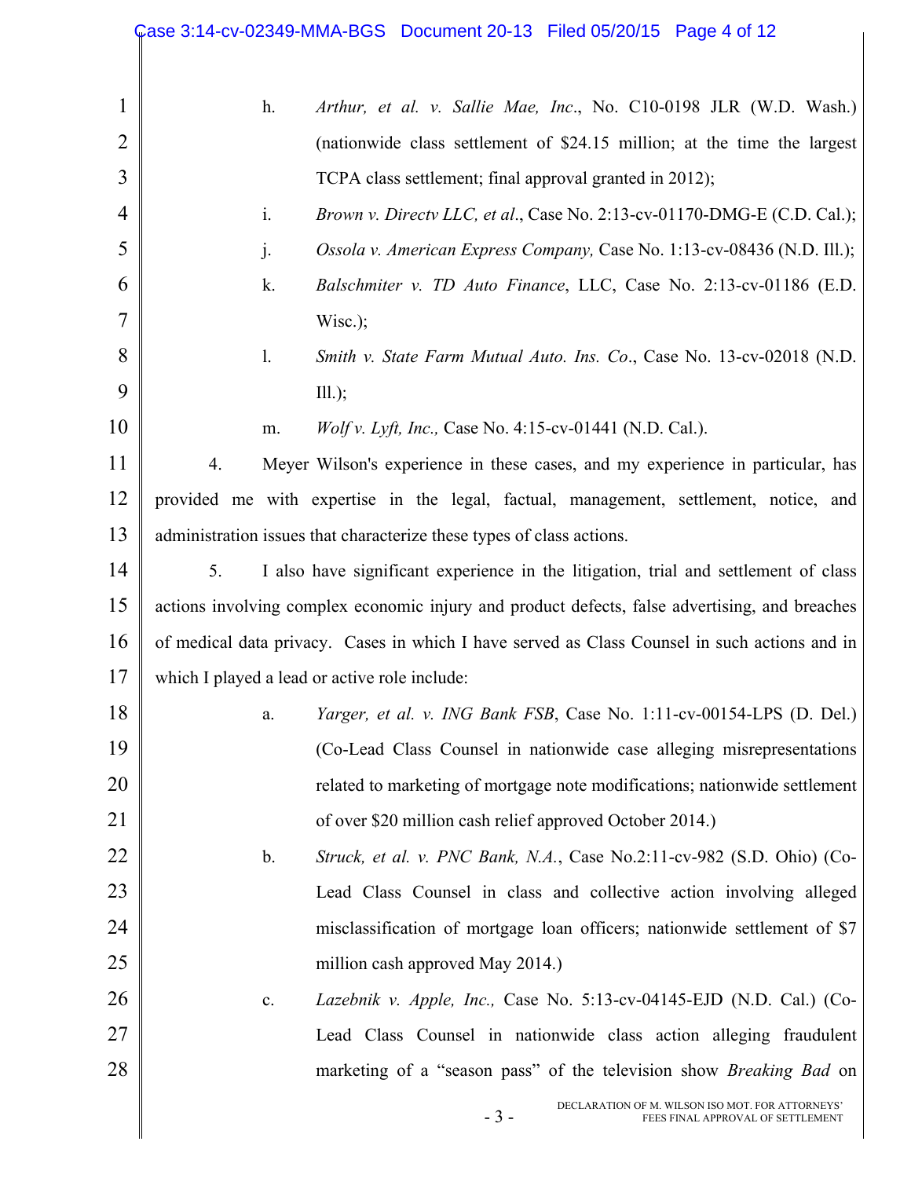h. *Arthur, et al. v. Sallie Mae, Inc*., No. C10-0198 JLR (W.D. Wash.) (nationwide class settlement of $24.15 million; at the time the largest TCPA class settlement; final approval granted in 2012);

i. *Brown v. Directv LLC, et al*., Case No. 2:13-cv-01170-DMG-E (C.D. Cal.);

j. *Ossola v. American Express Company,* Case No. 1:13-cv-08436 (N.D. Ill.);

k. *Balschmiter v. TD Auto Finance*, LLC, Case No. 2:13-cv-01186 (E.D. Wisc.);

l. *Smith v. State Farm Mutual Auto. Ins. Co*., Case No. 13-cv-02018 (N.D. Ill.);

m. *Wolf v. Lyft, Inc.,* Case No. 4:15-cv-01441 (N.D. Cal.).

4. Meyer Wilson's experience in these cases, and my experience in particular, has provided me with expertise in the legal, factual, management, settlement, notice, and administration issues that characterize these types of class actions.

5. I also have significant experience in the litigation, trial and settlement of class actions involving complex economic injury and product defects, false advertising, and breaches of medical data privacy. Cases in which I have served as Class Counsel in such actions and in which I played a lead or active role include:

a. *Yarger, et al. v. ING Bank FSB*, Case No. 1:11-cv-00154-LPS (D. Del.) (Co-Lead Class Counsel in nationwide case alleging misrepresentations related to marketing of mortgage note modifications; nationwide settlement of over $20 million cash relief approved October 2014.)

b. *Struck, et al. v. PNC Bank, N.A.*, Case No.2:11-cv-982 (S.D. Ohio) (Co-Lead Class Counsel in class and collective action involving alleged misclassification of mortgage loan officers; nationwide settlement of $7 million cash approved May 2014.)

c. *Lazebnik v. Apple, Inc.,* Case No. 5:13-cv-04145-EJD (N.D. Cal.) (Co-Lead Class Counsel in nationwide class action alleging fraudulent marketing of a "season pass" of the television show *Breaking Bad* on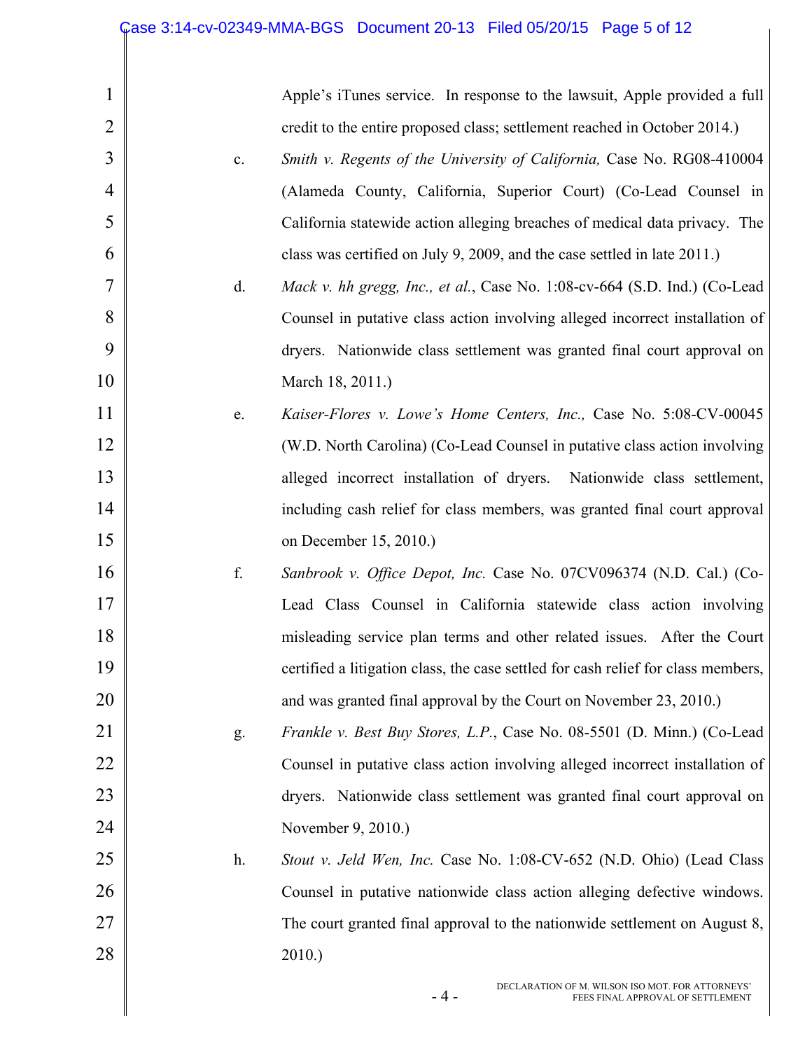Apple's iTunes service. In response to the lawsuit, Apple provided a full credit to the entire proposed class; settlement reached in October 2014.)

c. *Smith v. Regents of the University of California,* Case No. RG08-410004 (Alameda County, California, Superior Court) (Co-Lead Counsel in California statewide action alleging breaches of medical data privacy. The class was certified on July 9, 2009, and the case settled in late 2011.)

d. *Mack v. hh gregg, Inc., et al.*, Case No. 1:08-cv-664 (S.D. Ind.) (Co-Lead Counsel in putative class action involving alleged incorrect installation of dryers. Nationwide class settlement was granted final court approval on March 18, 2011.)

e. *Kaiser-Flores v. Lowe's Home Centers, Inc.,* Case No. 5:08-CV-00045 (W.D. North Carolina) (Co-Lead Counsel in putative class action involving alleged incorrect installation of dryers. Nationwide class settlement, including cash relief for class members, was granted final court approval on December 15, 2010.)

f. *Sanbrook v. Office Depot, Inc.* Case No. 07CV096374 (N.D. Cal.) (Co-Lead Class Counsel in California statewide class action involving misleading service plan terms and other related issues. After the Court certified a litigation class, the case settled for cash relief for class members, and was granted final approval by the Court on November 23, 2010.)

g. *Frankle v. Best Buy Stores, L.P.*, Case No. 08-5501 (D. Minn.) (Co-Lead Counsel in putative class action involving alleged incorrect installation of dryers. Nationwide class settlement was granted final court approval on November 9, 2010.)

h. *Stout v. Jeld Wen, Inc.* Case No. 1:08-CV-652 (N.D. Ohio) (Lead Class Counsel in putative nationwide class action alleging defective windows. The court granted final approval to the nationwide settlement on August 8, 2010.)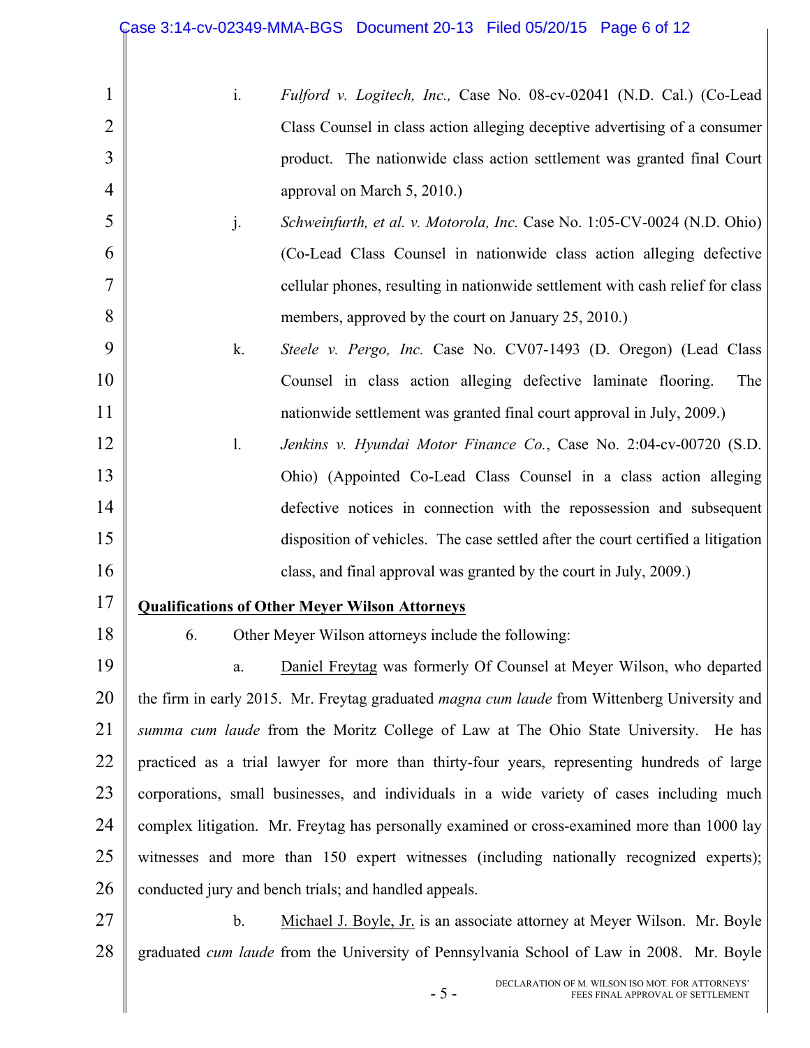i. *Fulford v. Logitech, Inc.,* Case No. 08-cv-02041 (N.D. Cal.) (Co-Lead Class Counsel in class action alleging deceptive advertising of a consumer product. The nationwide class action settlement was granted final Court approval on March 5, 2010.)

j. *Schweinfurth, et al. v. Motorola, Inc.* Case No. 1:05-CV-0024 (N.D. Ohio) (Co-Lead Class Counsel in nationwide class action alleging defective cellular phones, resulting in nationwide settlement with cash relief for class members, approved by the court on January 25, 2010.)

k. *Steele v. Pergo, Inc.* Case No. CV07-1493 (D. Oregon) (Lead Class Counsel in class action alleging defective laminate flooring. The nationwide settlement was granted final court approval in July, 2009.)

l. *Jenkins v. Hyundai Motor Finance Co.*, Case No. 2:04-cv-00720 (S.D. Ohio) (Appointed Co-Lead Class Counsel in a class action alleging defective notices in connection with the repossession and subsequent disposition of vehicles. The case settled after the court certified a litigation class, and final approval was granted by the court in July, 2009.)

**Qualifications of Other Meyer Wilson Attorneys**

6. Other Meyer Wilson attorneys include the following:

a. Daniel Freytag was formerly Of Counsel at Meyer Wilson, who departed the firm in early 2015. Mr. Freytag graduated *magna cum laude* from Wittenberg University and *summa cum laude* from the Moritz College of Law at The Ohio State University. He has practiced as a trial lawyer for more than thirty-four years, representing hundreds of large corporations, small businesses, and individuals in a wide variety of cases including much complex litigation. Mr. Freytag has personally examined or cross-examined more than 1000 lay witnesses and more than 150 expert witnesses (including nationally recognized experts); conducted jury and bench trials; and handled appeals.

b. Michael J. Boyle, Jr. is an associate attorney at Meyer Wilson. Mr. Boyle graduated *cum laude* from the University of Pennsylvania School of Law in 2008. Mr. Boyle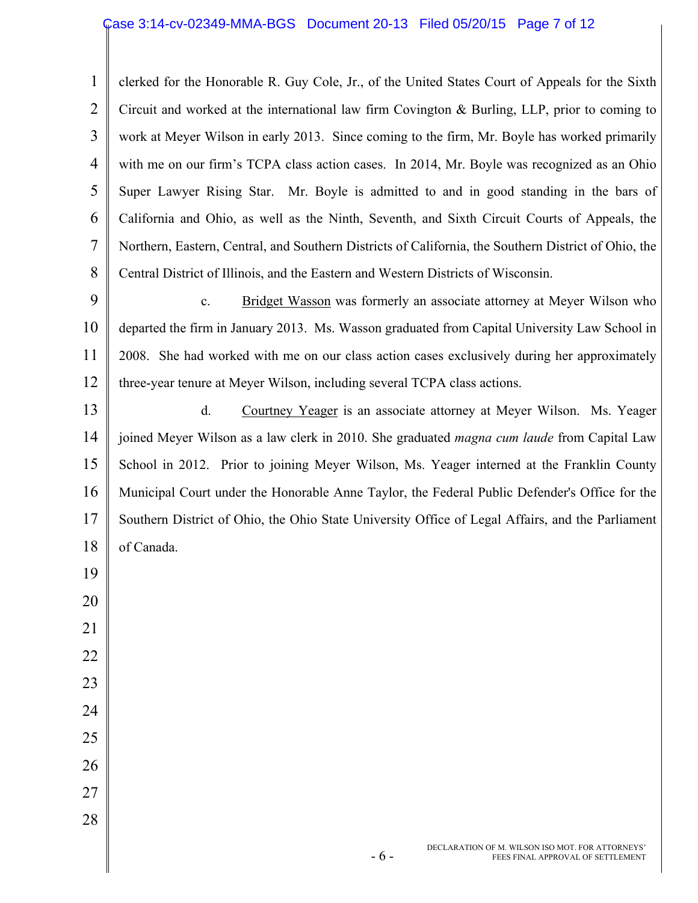clerked for the Honorable R. Guy Cole, Jr., of the United States Court of Appeals for the Sixth Circuit and worked at the international law firm Covington & Burling, LLP, prior to coming to work at Meyer Wilson in early 2013. Since coming to the firm, Mr. Boyle has worked primarily with me on our firm's TCPA class action cases. In 2014, Mr. Boyle was recognized as an Ohio Super Lawyer Rising Star. Mr. Boyle is admitted to and in good standing in the bars of California and Ohio, as well as the Ninth, Seventh, and Sixth Circuit Courts of Appeals, the Northern, Eastern, Central, and Southern Districts of California, the Southern District of Ohio, the Central District of Illinois, and the Eastern and Western Districts of Wisconsin.

c. Bridget Wasson was formerly an associate attorney at Meyer Wilson who departed the firm in January 2013. Ms. Wasson graduated from Capital University Law School in 2008. She had worked with me on our class action cases exclusively during her approximately three-year tenure at Meyer Wilson, including several TCPA class actions.

d. Courtney Yeager is an associate attorney at Meyer Wilson. Ms. Yeager joined Meyer Wilson as a law clerk in 2010. She graduated *magna cum laude* from Capital Law School in 2012. Prior to joining Meyer Wilson, Ms. Yeager interned at the Franklin County Municipal Court under the Honorable Anne Taylor, the Federal Public Defender's Office for the Southern District of Ohio, the Ohio State University Office of Legal Affairs, and the Parliament of Canada.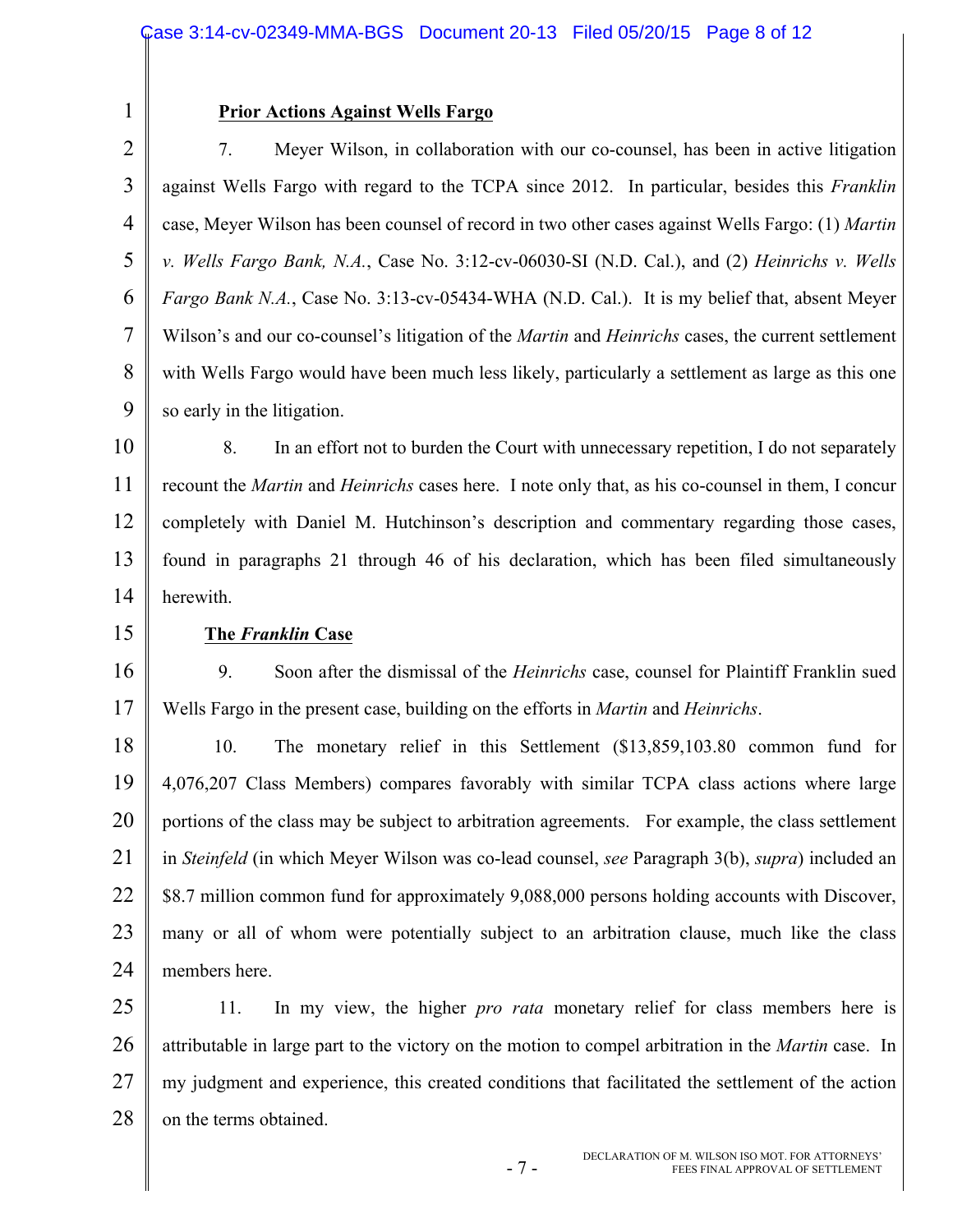**<u>Prior Actions Against Wells Fargo</u>**

7. Meyer Wilson, in collaboration with our co-counsel, has been in active litigation against Wells Fargo with regard to the TCPA since 2012. In particular, besides this *Franklin* case, Meyer Wilson has been counsel of record in two other cases against Wells Fargo: (1) *Martin v. Wells Fargo Bank, N.A.*, Case No. 3:12-cv-06030-SI (N.D. Cal.), and (2) *Heinrichs v. Wells Fargo Bank N.A.*, Case No. 3:13-cv-05434-WHA (N.D. Cal.). It is my belief that, absent Meyer Wilson's and our co-counsel's litigation of the *Martin* and *Heinrichs* cases, the current settlement with Wells Fargo would have been much less likely, particularly a settlement as large as this one so early in the litigation.

8. In an effort not to burden the Court with unnecessary repetition, I do not separately recount the *Martin* and *Heinrichs* cases here. I note only that, as his co-counsel in them, I concur completely with Daniel M. Hutchinson's description and commentary regarding those cases, found in paragraphs 21 through 46 of his declaration, which has been filed simultaneously herewith.

**<u>The *Franklin* Case</u>**

9. Soon after the dismissal of the *Heinrichs* case, counsel for Plaintiff Franklin sued Wells Fargo in the present case, building on the efforts in *Martin* and *Heinrichs*.

10. The monetary relief in this Settlement ($13,859,103.80 common fund for 4,076,207 Class Members) compares favorably with similar TCPA class actions where large portions of the class may be subject to arbitration agreements. For example, the class settlement in *Steinfeld* (in which Meyer Wilson was co-lead counsel, *see* Paragraph 3(b), *supra*) included an $8.7 million common fund for approximately 9,088,000 persons holding accounts with Discover, many or all of whom were potentially subject to an arbitration clause, much like the class members here.

11. In my view, the higher *pro rata* monetary relief for class members here is attributable in large part to the victory on the motion to compel arbitration in the *Martin* case. In my judgment and experience, this created conditions that facilitated the settlement of the action on the terms obtained.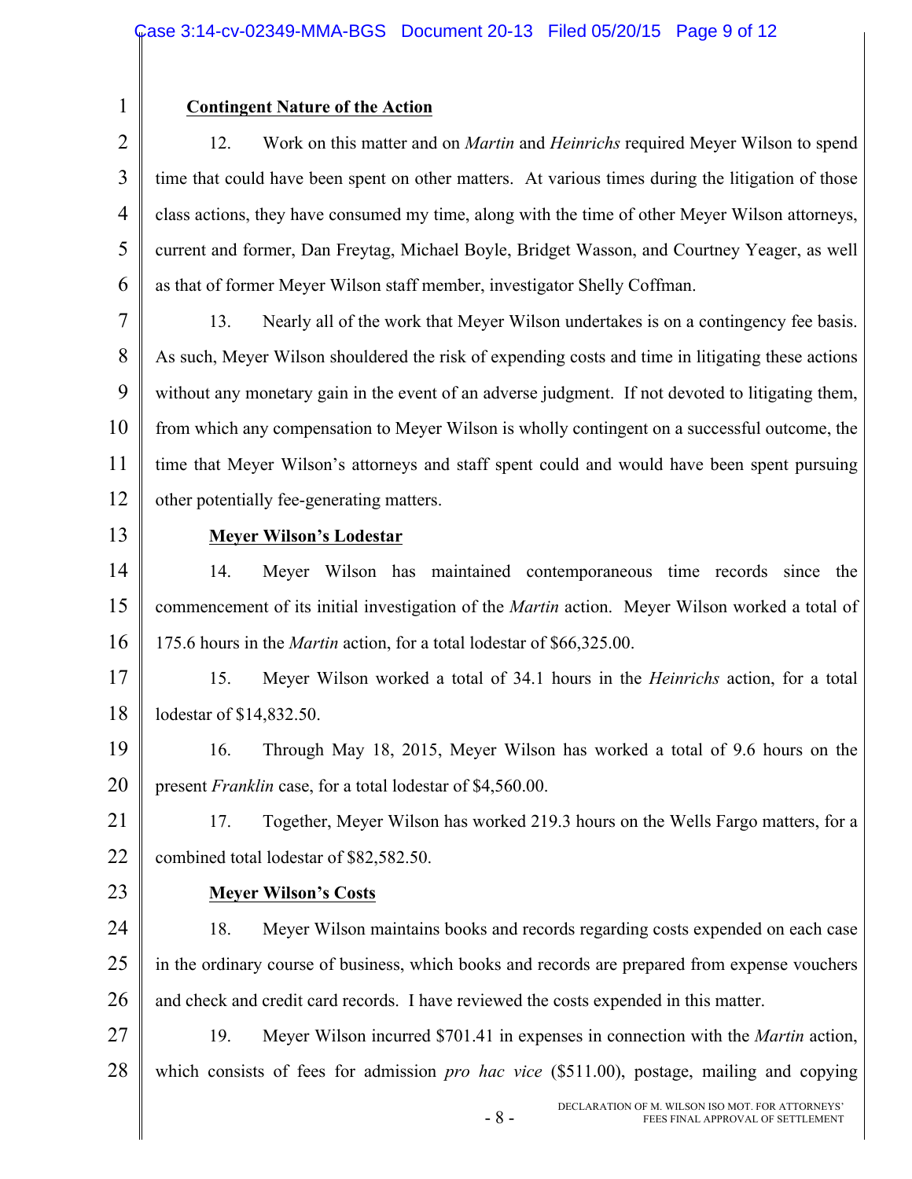**Contingent Nature of the Action**

12. Work on this matter and on *Martin* and *Heinrichs* required Meyer Wilson to spend time that could have been spent on other matters. At various times during the litigation of those class actions, they have consumed my time, along with the time of other Meyer Wilson attorneys, current and former, Dan Freytag, Michael Boyle, Bridget Wasson, and Courtney Yeager, as well as that of former Meyer Wilson staff member, investigator Shelly Coffman.

13. Nearly all of the work that Meyer Wilson undertakes is on a contingency fee basis. As such, Meyer Wilson shouldered the risk of expending costs and time in litigating these actions without any monetary gain in the event of an adverse judgment. If not devoted to litigating them, from which any compensation to Meyer Wilson is wholly contingent on a successful outcome, the time that Meyer Wilson's attorneys and staff spent could and would have been spent pursuing other potentially fee-generating matters.

**Meyer Wilson's Lodestar**

14. Meyer Wilson has maintained contemporaneous time records since the commencement of its initial investigation of the *Martin* action. Meyer Wilson worked a total of 175.6 hours in the *Martin* action, for a total lodestar of $66,325.00.

15. Meyer Wilson worked a total of 34.1 hours in the *Heinrichs* action, for a total lodestar of $14,832.50.

16. Through May 18, 2015, Meyer Wilson has worked a total of 9.6 hours on the present *Franklin* case, for a total lodestar of $4,560.00.

17. Together, Meyer Wilson has worked 219.3 hours on the Wells Fargo matters, for a combined total lodestar of $82,582.50.

**Meyer Wilson's Costs**

18. Meyer Wilson maintains books and records regarding costs expended on each case in the ordinary course of business, which books and records are prepared from expense vouchers and check and credit card records. I have reviewed the costs expended in this matter.

19. Meyer Wilson incurred $701.41 in expenses in connection with the *Martin* action, which consists of fees for admission *pro hac vice* ($511.00), postage, mailing and copying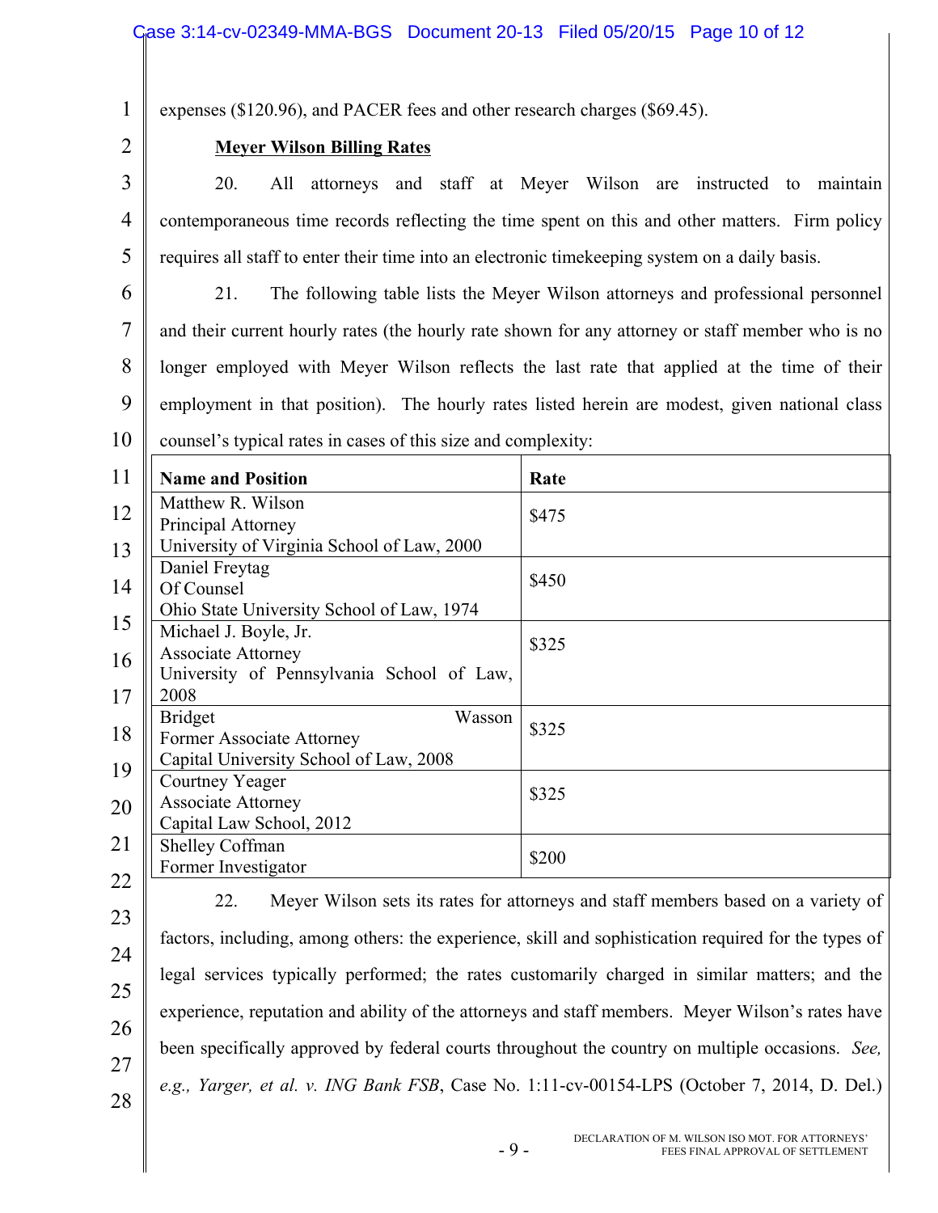expenses ($120.96), and PACER fees and other research charges ($69.45).

**Meyer Wilson Billing Rates**

20. All attorneys and staff at Meyer Wilson are instructed to maintain contemporaneous time records reflecting the time spent on this and other matters. Firm policy requires all staff to enter their time into an electronic timekeeping system on a daily basis.

21. The following table lists the Meyer Wilson attorneys and professional personnel and their current hourly rates (the hourly rate shown for any attorney or staff member who is no longer employed with Meyer Wilson reflects the last rate that applied at the time of their employment in that position). The hourly rates listed herein are modest, given national class counsel's typical rates in cases of this size and complexity:

| Name and Position | Rate |
|---|---|
| Matthew R. Wilson<br>Principal Attorney<br>University of Virginia School of Law, 2000 | $475 |
| Daniel Freytag<br>Of Counsel<br>Ohio State University School of Law, 1974 | $450 |
| Michael J. Boyle, Jr.<br>Associate Attorney<br>University of Pennsylvania School of Law, 2008 | $325 |
| Bridget Wasson<br>Former Associate Attorney<br>Capital University School of Law, 2008 | $325 |
| Courtney Yeager<br>Associate Attorney<br>Capital Law School, 2012 | $325 |
| Shelley Coffman<br>Former Investigator | $200 |

22. Meyer Wilson sets its rates for attorneys and staff members based on a variety of factors, including, among others: the experience, skill and sophistication required for the types of legal services typically performed; the rates customarily charged in similar matters; and the experience, reputation and ability of the attorneys and staff members. Meyer Wilson's rates have been specifically approved by federal courts throughout the country on multiple occasions. *See, e.g., Yarger, et al. v. ING Bank FSB*, Case No. 1:11-cv-00154-LPS (October 7, 2014, D. Del.)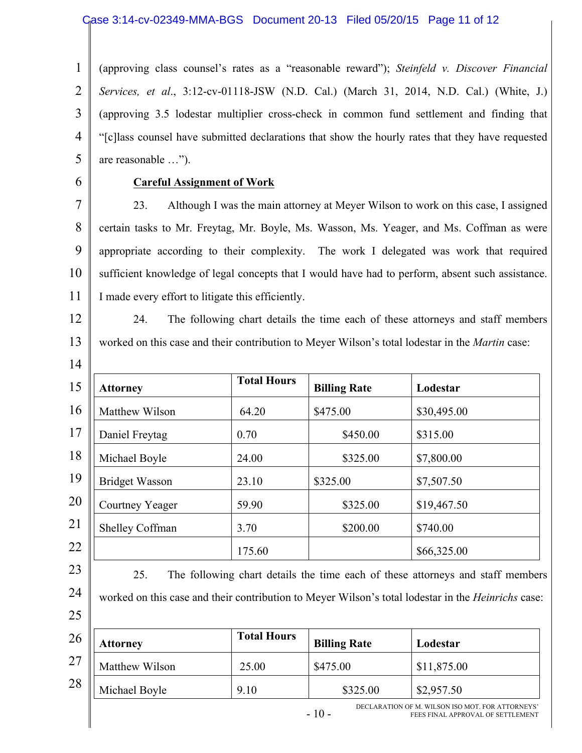(approving class counsel's rates as a "reasonable reward"); *Steinfeld v. Discover Financial Services, et al.*, 3:12-cv-01118-JSW (N.D. Cal.) (March 31, 2014, N.D. Cal.) (White, J.) (approving 3.5 lodestar multiplier cross-check in common fund settlement and finding that "[c]lass counsel have submitted declarations that show the hourly rates that they have requested are reasonable …").

**Careful Assignment of Work**

23. Although I was the main attorney at Meyer Wilson to work on this case, I assigned certain tasks to Mr. Freytag, Mr. Boyle, Ms. Wasson, Ms. Yeager, and Ms. Coffman as were appropriate according to their complexity. The work I delegated was work that required sufficient knowledge of legal concepts that I would have had to perform, absent such assistance. I made every effort to litigate this efficiently.

24. The following chart details the time each of these attorneys and staff members worked on this case and their contribution to Meyer Wilson's total lodestar in the *Martin* case:

| Attorney | Total Hours | Billing Rate | Lodestar |
|---|---|---|---|
| Matthew Wilson | 64.20 | $475.00 | $30,495.00 |
| Daniel Freytag | 0.70 | $450.00 | $315.00 |
| Michael Boyle | 24.00 | $325.00 | $7,800.00 |
| Bridget Wasson | 23.10 | $325.00 | $7,507.50 |
| Courtney Yeager | 59.90 | $325.00 | $19,467.50 |
| Shelley Coffman | 3.70 | $200.00 | $740.00 |
| | 175.60 | | $66,325.00 |

25. The following chart details the time each of these attorneys and staff members worked on this case and their contribution to Meyer Wilson's total lodestar in the *Heinrichs* case:

| Attorney | Total Hours | Billing Rate | Lodestar |
|---|---|---|---|
| Matthew Wilson | 25.00 | $475.00 | $11,875.00 |
| Michael Boyle | 9.10 | $325.00 | $2,957.50 |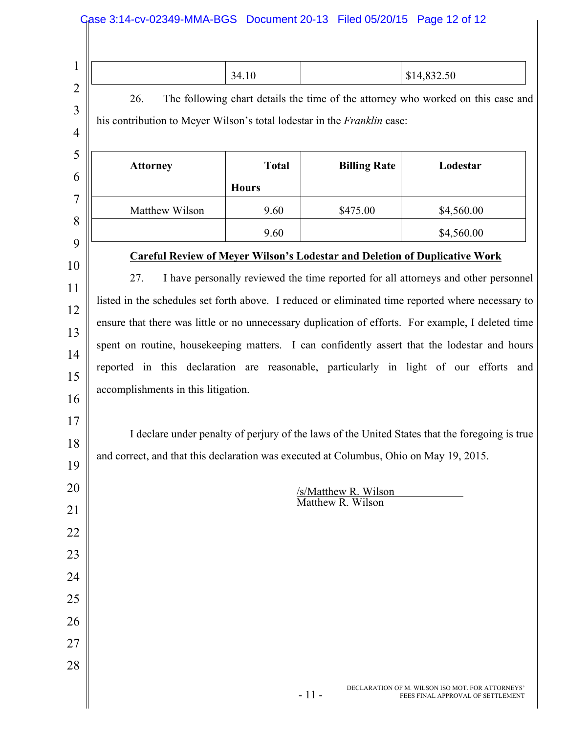| | 34.10 | | $14,832.50 |
|---|---|---|---|

26. The following chart details the time of the attorney who worked on this case and his contribution to Meyer Wilson's total lodestar in the *Franklin* case:

| Attorney | Total Hours | Billing Rate | Lodestar |
|---|---|---|---|
| Matthew Wilson | 9.60 | $475.00 | $4,560.00 |
| | 9.60 | | $4,560.00 |

**Careful Review of Meyer Wilson's Lodestar and Deletion of Duplicative Work**

27. I have personally reviewed the time reported for all attorneys and other personnel listed in the schedules set forth above. I reduced or eliminated time reported where necessary to ensure that there was little or no unnecessary duplication of efforts. For example, I deleted time spent on routine, housekeeping matters. I can confidently assert that the lodestar and hours reported in this declaration are reasonable, particularly in light of our efforts and accomplishments in this litigation.

I declare under penalty of perjury of the laws of the United States that the foregoing is true and correct, and that this declaration was executed at Columbus, Ohio on May 19, 2015.

/s/Matthew R. Wilson
Matthew R. Wilson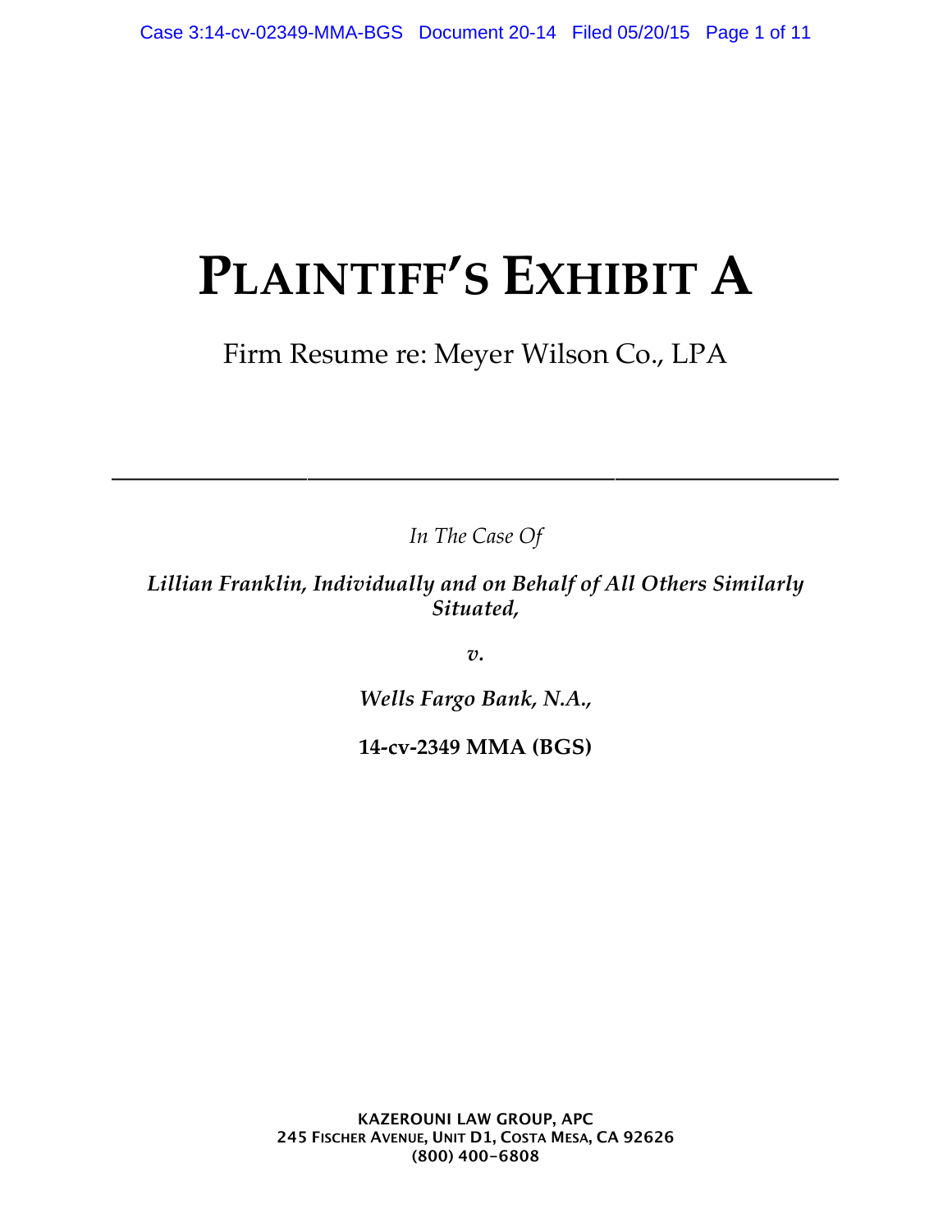# PLAINTIFF'S EXHIBIT A

Firm Resume re: Meyer Wilson Co., LPA

---

*In The Case Of*

***Lillian Franklin, Individually and on Behalf of All Others Similarly Situated,***

***v.***

***Wells Fargo Bank, N.A.,***

**14-cv-2349 MMA (BGS)**

**KAZEROUNI LAW GROUP, APC**
**245 FISCHER AVENUE, UNIT D1, COSTA MESA, CA 92626**
**(800) 400-6808**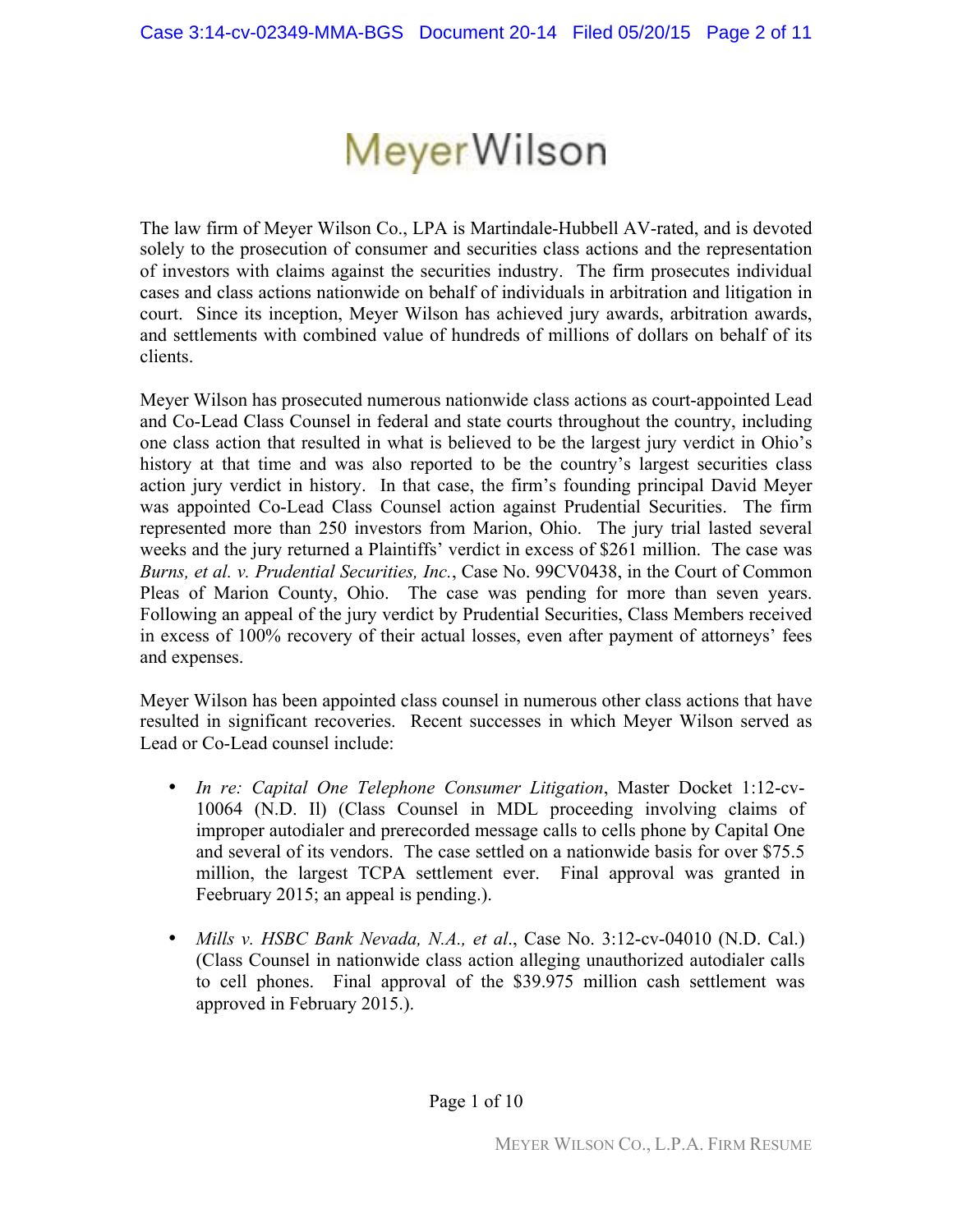# MeyerWilson

The law firm of Meyer Wilson Co., LPA is Martindale-Hubbell AV-rated, and is devoted solely to the prosecution of consumer and securities class actions and the representation of investors with claims against the securities industry. The firm prosecutes individual cases and class actions nationwide on behalf of individuals in arbitration and litigation in court. Since its inception, Meyer Wilson has achieved jury awards, arbitration awards, and settlements with combined value of hundreds of millions of dollars on behalf of its clients.

Meyer Wilson has prosecuted numerous nationwide class actions as court-appointed Lead and Co-Lead Class Counsel in federal and state courts throughout the country, including one class action that resulted in what is believed to be the largest jury verdict in Ohio's history at that time and was also reported to be the country's largest securities class action jury verdict in history. In that case, the firm's founding principal David Meyer was appointed Co-Lead Class Counsel action against Prudential Securities. The firm represented more than 250 investors from Marion, Ohio. The jury trial lasted several weeks and the jury returned a Plaintiffs' verdict in excess of $261 million. The case was *Burns, et al. v. Prudential Securities, Inc.*, Case No. 99CV0438, in the Court of Common Pleas of Marion County, Ohio. The case was pending for more than seven years. Following an appeal of the jury verdict by Prudential Securities, Class Members received in excess of 100% recovery of their actual losses, even after payment of attorneys' fees and expenses.

Meyer Wilson has been appointed class counsel in numerous other class actions that have resulted in significant recoveries. Recent successes in which Meyer Wilson served as Lead or Co-Lead counsel include:

- *In re: Capital One Telephone Consumer Litigation*, Master Docket 1:12-cv-10064 (N.D. Il) (Class Counsel in MDL proceeding involving claims of improper autodialer and prerecorded message calls to cells phone by Capital One and several of its vendors. The case settled on a nationwide basis for over $75.5 million, the largest TCPA settlement ever. Final approval was granted in Feebruary 2015; an appeal is pending.).

- *Mills v. HSBC Bank Nevada, N.A., et al.*, Case No. 3:12-cv-04010 (N.D. Cal.) (Class Counsel in nationwide class action alleging unauthorized autodialer calls to cell phones. Final approval of the $39.975 million cash settlement was approved in February 2015.).

MEYER WILSON CO., L.P.A. FIRM RESUME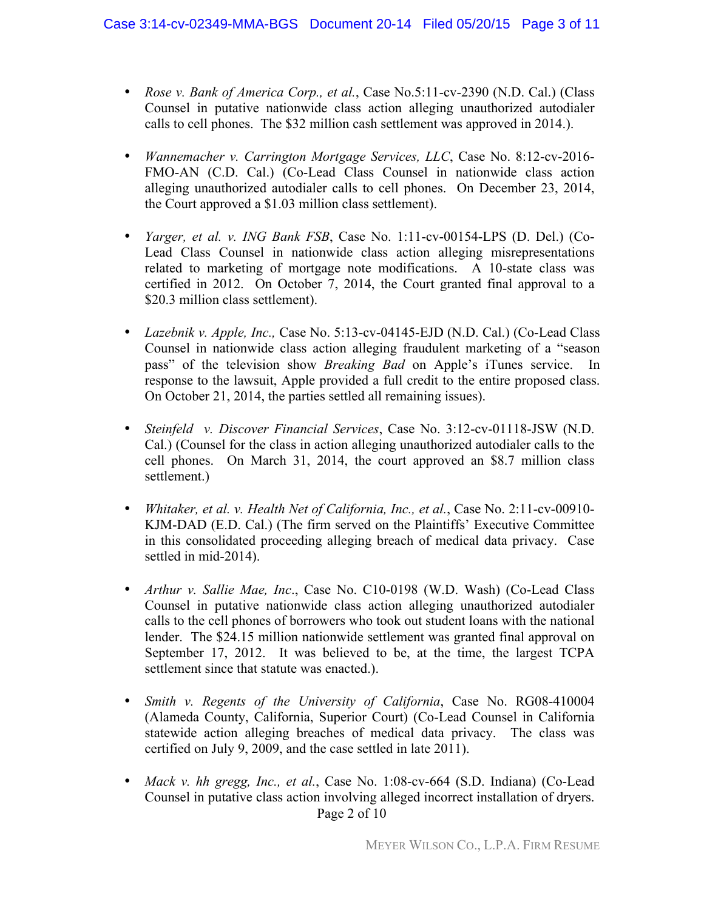- *Rose v. Bank of America Corp., et al.*, Case No.5:11-cv-2390 (N.D. Cal.) (Class Counsel in putative nationwide class action alleging unauthorized autodialer calls to cell phones. The $32 million cash settlement was approved in 2014.).

- *Wannemacher v. Carrington Mortgage Services, LLC*, Case No. 8:12-cv-2016-FMO-AN (C.D. Cal.) (Co-Lead Class Counsel in nationwide class action alleging unauthorized autodialer calls to cell phones. On December 23, 2014, the Court approved a $1.03 million class settlement).

- *Yarger, et al. v. ING Bank FSB*, Case No. 1:11-cv-00154-LPS (D. Del.) (Co-Lead Class Counsel in nationwide class action alleging misrepresentations related to marketing of mortgage note modifications. A 10-state class was certified in 2012. On October 7, 2014, the Court granted final approval to a $20.3 million class settlement).

- *Lazebnik v. Apple, Inc.,* Case No. 5:13-cv-04145-EJD (N.D. Cal.) (Co-Lead Class Counsel in nationwide class action alleging fraudulent marketing of a "season pass" of the television show *Breaking Bad* on Apple's iTunes service. In response to the lawsuit, Apple provided a full credit to the entire proposed class. On October 21, 2014, the parties settled all remaining issues).

- *Steinfeld v. Discover Financial Services*, Case No. 3:12-cv-01118-JSW (N.D. Cal.) (Counsel for the class in action alleging unauthorized autodialer calls to the cell phones. On March 31, 2014, the court approved an $8.7 million class settlement.)

- *Whitaker, et al. v. Health Net of California, Inc., et al.*, Case No. 2:11-cv-00910-KJM-DAD (E.D. Cal.) (The firm served on the Plaintiffs' Executive Committee in this consolidated proceeding alleging breach of medical data privacy. Case settled in mid-2014).

- *Arthur v. Sallie Mae, Inc*., Case No. C10-0198 (W.D. Wash) (Co-Lead Class Counsel in putative nationwide class action alleging unauthorized autodialer calls to the cell phones of borrowers who took out student loans with the national lender. The $24.15 million nationwide settlement was granted final approval on September 17, 2012. It was believed to be, at the time, the largest TCPA settlement since that statute was enacted.).

- *Smith v. Regents of the University of California*, Case No. RG08-410004 (Alameda County, California, Superior Court) (Co-Lead Counsel in California statewide action alleging breaches of medical data privacy. The class was certified on July 9, 2009, and the case settled in late 2011).

- *Mack v. hh gregg, Inc., et al.*, Case No. 1:08-cv-664 (S.D. Indiana) (Co-Lead Counsel in putative class action involving alleged incorrect installation of dryers.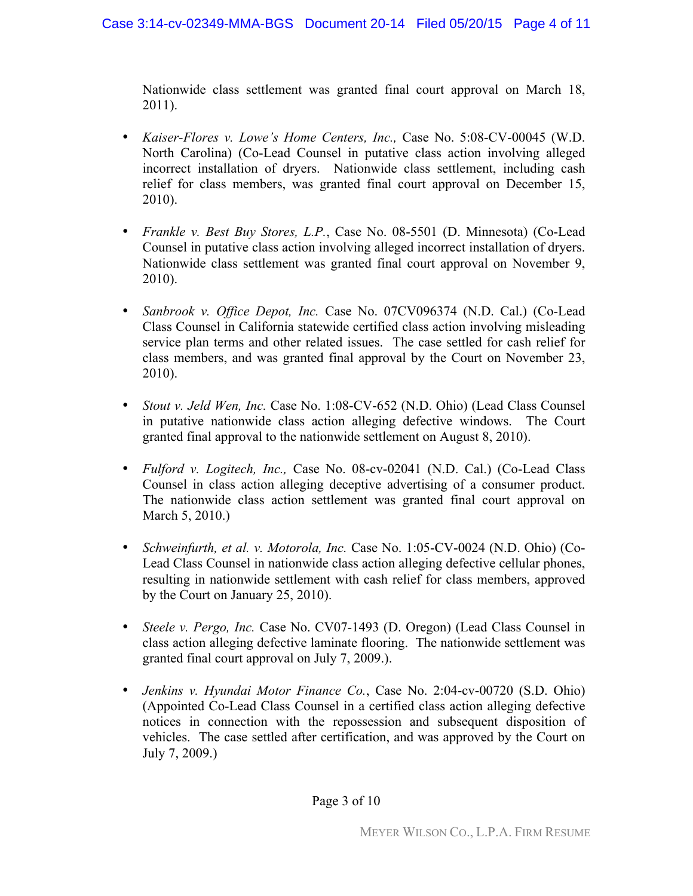Nationwide class settlement was granted final court approval on March 18, 2011).

- *Kaiser-Flores v. Lowe's Home Centers, Inc.,* Case No. 5:08-CV-00045 (W.D. North Carolina) (Co-Lead Counsel in putative class action involving alleged incorrect installation of dryers. Nationwide class settlement, including cash relief for class members, was granted final court approval on December 15, 2010).

- *Frankle v. Best Buy Stores, L.P.*, Case No. 08-5501 (D. Minnesota) (Co-Lead Counsel in putative class action involving alleged incorrect installation of dryers. Nationwide class settlement was granted final court approval on November 9, 2010).

- *Sanbrook v. Office Depot, Inc.* Case No. 07CV096374 (N.D. Cal.) (Co-Lead Class Counsel in California statewide certified class action involving misleading service plan terms and other related issues. The case settled for cash relief for class members, and was granted final approval by the Court on November 23, 2010).

- *Stout v. Jeld Wen, Inc.* Case No. 1:08-CV-652 (N.D. Ohio) (Lead Class Counsel in putative nationwide class action alleging defective windows. The Court granted final approval to the nationwide settlement on August 8, 2010).

- *Fulford v. Logitech, Inc.,* Case No. 08-cv-02041 (N.D. Cal.) (Co-Lead Class Counsel in class action alleging deceptive advertising of a consumer product. The nationwide class action settlement was granted final court approval on March 5, 2010.)

- *Schweinfurth, et al. v. Motorola, Inc.* Case No. 1:05-CV-0024 (N.D. Ohio) (Co-Lead Class Counsel in nationwide class action alleging defective cellular phones, resulting in nationwide settlement with cash relief for class members, approved by the Court on January 25, 2010).

- *Steele v. Pergo, Inc.* Case No. CV07-1493 (D. Oregon) (Lead Class Counsel in class action alleging defective laminate flooring. The nationwide settlement was granted final court approval on July 7, 2009.).

- *Jenkins v. Hyundai Motor Finance Co.*, Case No. 2:04-cv-00720 (S.D. Ohio) (Appointed Co-Lead Class Counsel in a certified class action alleging defective notices in connection with the repossession and subsequent disposition of vehicles. The case settled after certification, and was approved by the Court on July 7, 2009.)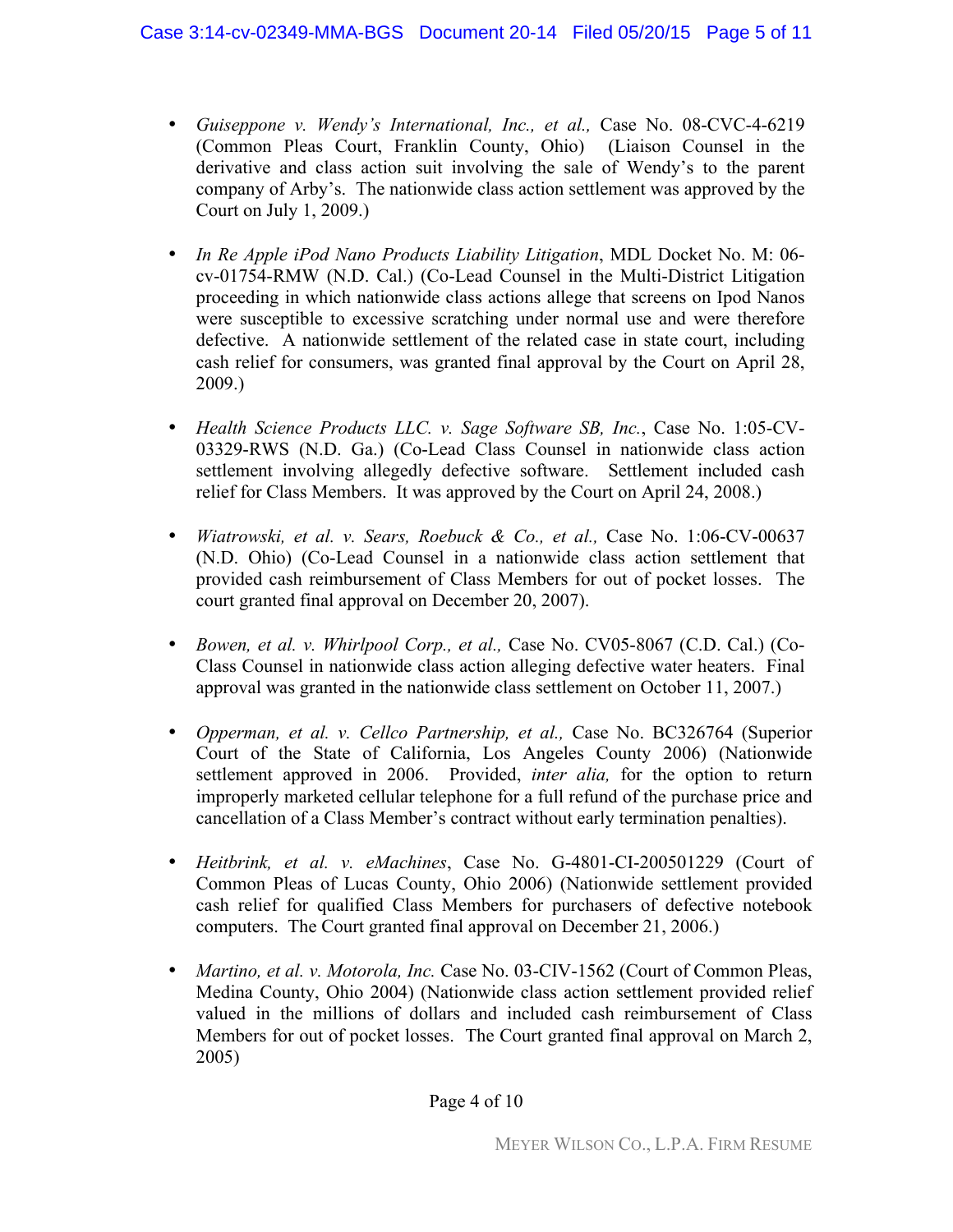- *Guiseppone v. Wendy's International, Inc., et al.,* Case No. 08-CVC-4-6219 (Common Pleas Court, Franklin County, Ohio) (Liaison Counsel in the derivative and class action suit involving the sale of Wendy's to the parent company of Arby's. The nationwide class action settlement was approved by the Court on July 1, 2009.)

- *In Re Apple iPod Nano Products Liability Litigation*, MDL Docket No. M: 06-cv-01754-RMW (N.D. Cal.) (Co-Lead Counsel in the Multi-District Litigation proceeding in which nationwide class actions allege that screens on Ipod Nanos were susceptible to excessive scratching under normal use and were therefore defective. A nationwide settlement of the related case in state court, including cash relief for consumers, was granted final approval by the Court on April 28, 2009.)

- *Health Science Products LLC. v. Sage Software SB, Inc.*, Case No. 1:05-CV-03329-RWS (N.D. Ga.) (Co-Lead Class Counsel in nationwide class action settlement involving allegedly defective software. Settlement included cash relief for Class Members. It was approved by the Court on April 24, 2008.)

- *Wiatrowski, et al. v. Sears, Roebuck & Co., et al.,* Case No. 1:06-CV-00637 (N.D. Ohio) (Co-Lead Counsel in a nationwide class action settlement that provided cash reimbursement of Class Members for out of pocket losses. The court granted final approval on December 20, 2007).

- *Bowen, et al. v. Whirlpool Corp., et al.,* Case No. CV05-8067 (C.D. Cal.) (Co-Class Counsel in nationwide class action alleging defective water heaters. Final approval was granted in the nationwide class settlement on October 11, 2007.)

- *Opperman, et al. v. Cellco Partnership, et al.,* Case No. BC326764 (Superior Court of the State of California, Los Angeles County 2006) (Nationwide settlement approved in 2006. Provided, *inter alia,* for the option to return improperly marketed cellular telephone for a full refund of the purchase price and cancellation of a Class Member's contract without early termination penalties).

- *Heitbrink, et al. v. eMachines*, Case No. G-4801-CI-200501229 (Court of Common Pleas of Lucas County, Ohio 2006) (Nationwide settlement provided cash relief for qualified Class Members for purchasers of defective notebook computers. The Court granted final approval on December 21, 2006.)

- *Martino, et al. v. Motorola, Inc.* Case No. 03-CIV-1562 (Court of Common Pleas, Medina County, Ohio 2004) (Nationwide class action settlement provided relief valued in the millions of dollars and included cash reimbursement of Class Members for out of pocket losses. The Court granted final approval on March 2, 2005)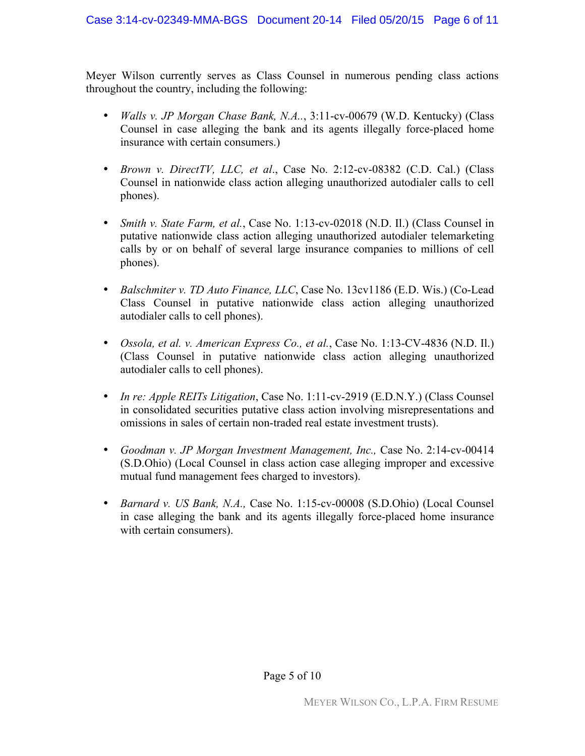Meyer Wilson currently serves as Class Counsel in numerous pending class actions throughout the country, including the following:

- *Walls v. JP Morgan Chase Bank, N.A..*, 3:11-cv-00679 (W.D. Kentucky) (Class Counsel in case alleging the bank and its agents illegally force-placed home insurance with certain consumers.)

- *Brown v. DirectTV, LLC, et al*., Case No. 2:12-cv-08382 (C.D. Cal.) (Class Counsel in nationwide class action alleging unauthorized autodialer calls to cell phones).

- *Smith v. State Farm, et al.*, Case No. 1:13-cv-02018 (N.D. Il.) (Class Counsel in putative nationwide class action alleging unauthorized autodialer telemarketing calls by or on behalf of several large insurance companies to millions of cell phones).

- *Balschmiter v. TD Auto Finance, LLC*, Case No. 13cv1186 (E.D. Wis.) (Co-Lead Class Counsel in putative nationwide class action alleging unauthorized autodialer calls to cell phones).

- *Ossola, et al. v. American Express Co., et al.*, Case No. 1:13-CV-4836 (N.D. Il.) (Class Counsel in putative nationwide class action alleging unauthorized autodialer calls to cell phones).

- *In re: Apple REITs Litigation*, Case No. 1:11-cv-2919 (E.D.N.Y.) (Class Counsel in consolidated securities putative class action involving misrepresentations and omissions in sales of certain non-traded real estate investment trusts).

- *Goodman v. JP Morgan Investment Management, Inc.,* Case No. 2:14-cv-00414 (S.D.Ohio) (Local Counsel in class action case alleging improper and excessive mutual fund management fees charged to investors).

- *Barnard v. US Bank, N.A.,* Case No. 1:15-cv-00008 (S.D.Ohio) (Local Counsel in case alleging the bank and its agents illegally force-placed home insurance with certain consumers).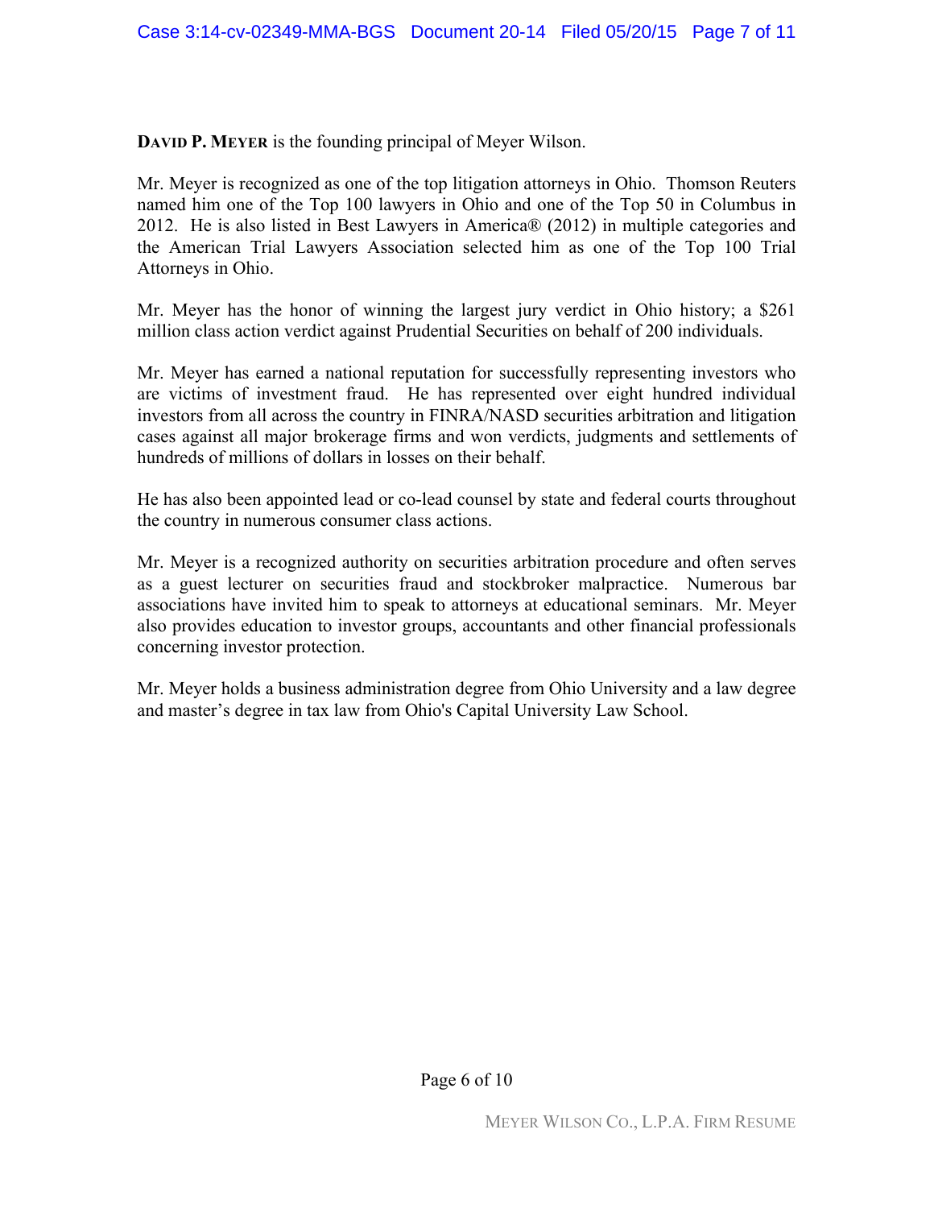**DAVID P. MEYER** is the founding principal of Meyer Wilson.

Mr. Meyer is recognized as one of the top litigation attorneys in Ohio. Thomson Reuters named him one of the Top 100 lawyers in Ohio and one of the Top 50 in Columbus in 2012. He is also listed in Best Lawyers in America® (2012) in multiple categories and the American Trial Lawyers Association selected him as one of the Top 100 Trial Attorneys in Ohio.

Mr. Meyer has the honor of winning the largest jury verdict in Ohio history; a $261 million class action verdict against Prudential Securities on behalf of 200 individuals.

Mr. Meyer has earned a national reputation for successfully representing investors who are victims of investment fraud. He has represented over eight hundred individual investors from all across the country in FINRA/NASD securities arbitration and litigation cases against all major brokerage firms and won verdicts, judgments and settlements of hundreds of millions of dollars in losses on their behalf.

He has also been appointed lead or co-lead counsel by state and federal courts throughout the country in numerous consumer class actions.

Mr. Meyer is a recognized authority on securities arbitration procedure and often serves as a guest lecturer on securities fraud and stockbroker malpractice. Numerous bar associations have invited him to speak to attorneys at educational seminars. Mr. Meyer also provides education to investor groups, accountants and other financial professionals concerning investor protection.

Mr. Meyer holds a business administration degree from Ohio University and a law degree and master's degree in tax law from Ohio's Capital University Law School.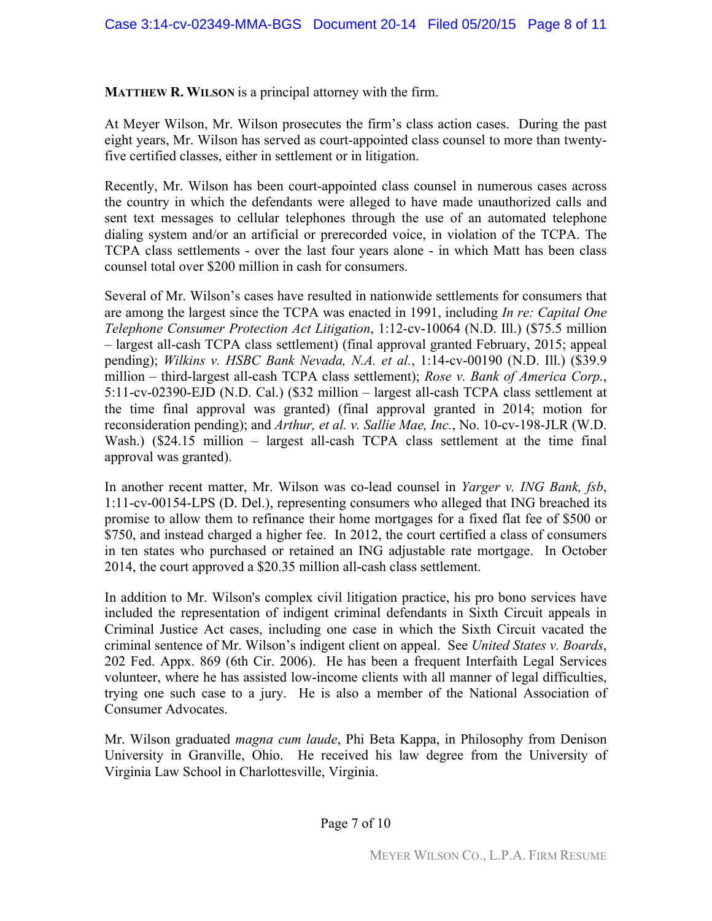**MATTHEW R. WILSON** is a principal attorney with the firm.

At Meyer Wilson, Mr. Wilson prosecutes the firm's class action cases. During the past eight years, Mr. Wilson has served as court-appointed class counsel to more than twenty-five certified classes, either in settlement or in litigation.

Recently, Mr. Wilson has been court-appointed class counsel in numerous cases across the country in which the defendants were alleged to have made unauthorized calls and sent text messages to cellular telephones through the use of an automated telephone dialing system and/or an artificial or prerecorded voice, in violation of the TCPA. The TCPA class settlements - over the last four years alone - in which Matt has been class counsel total over $200 million in cash for consumers.

Several of Mr. Wilson's cases have resulted in nationwide settlements for consumers that are among the largest since the TCPA was enacted in 1991, including *In re: Capital One Telephone Consumer Protection Act Litigation*, 1:12-cv-10064 (N.D. Ill.) ($75.5 million – largest all-cash TCPA class settlement) (final approval granted February, 2015; appeal pending); *Wilkins v. HSBC Bank Nevada, N.A. et al.*, 1:14-cv-00190 (N.D. Ill.) ($39.9 million – third-largest all-cash TCPA class settlement); *Rose v. Bank of America Corp.*, 5:11-cv-02390-EJD (N.D. Cal.) ($32 million – largest all-cash TCPA class settlement at the time final approval was granted) (final approval granted in 2014; motion for reconsideration pending); and *Arthur, et al. v. Sallie Mae, Inc.*, No. 10-cv-198-JLR (W.D. Wash.) ($24.15 million – largest all-cash TCPA class settlement at the time final approval was granted).

In another recent matter, Mr. Wilson was co-lead counsel in *Yarger v. ING Bank, fsb*, 1:11-cv-00154-LPS (D. Del.), representing consumers who alleged that ING breached its promise to allow them to refinance their home mortgages for a fixed flat fee of $500 or $750, and instead charged a higher fee. In 2012, the court certified a class of consumers in ten states who purchased or retained an ING adjustable rate mortgage. In October 2014, the court approved a $20.35 million all-cash class settlement.

In addition to Mr. Wilson's complex civil litigation practice, his pro bono services have included the representation of indigent criminal defendants in Sixth Circuit appeals in Criminal Justice Act cases, including one case in which the Sixth Circuit vacated the criminal sentence of Mr. Wilson's indigent client on appeal. See *United States v. Boards*, 202 Fed. Appx. 869 (6th Cir. 2006). He has been a frequent Interfaith Legal Services volunteer, where he has assisted low-income clients with all manner of legal difficulties, trying one such case to a jury. He is also a member of the National Association of Consumer Advocates.

Mr. Wilson graduated *magna cum laude*, Phi Beta Kappa, in Philosophy from Denison University in Granville, Ohio. He received his law degree from the University of Virginia Law School in Charlottesville, Virginia.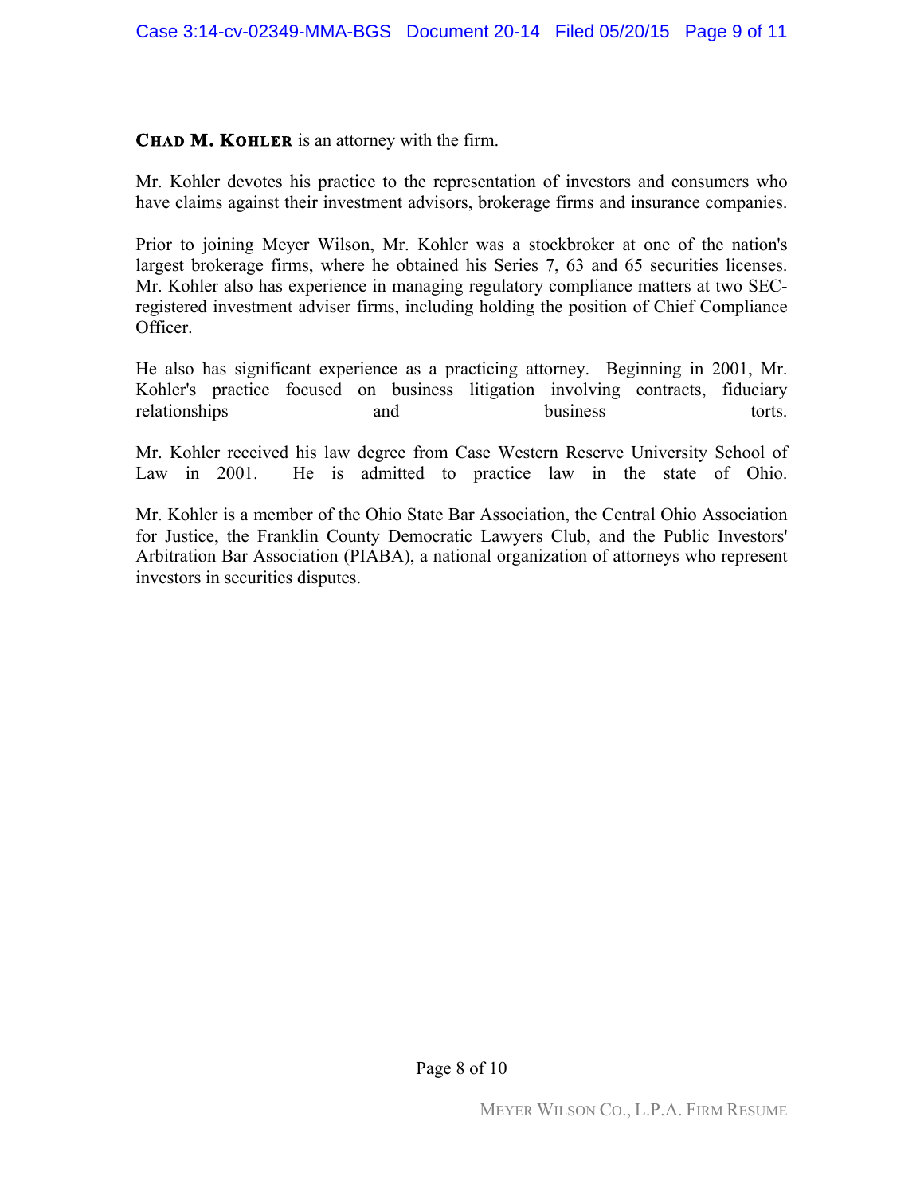**CHAD M. KOHLER** is an attorney with the firm.

Mr. Kohler devotes his practice to the representation of investors and consumers who have claims against their investment advisors, brokerage firms and insurance companies.

Prior to joining Meyer Wilson, Mr. Kohler was a stockbroker at one of the nation's largest brokerage firms, where he obtained his Series 7, 63 and 65 securities licenses. Mr. Kohler also has experience in managing regulatory compliance matters at two SEC-registered investment adviser firms, including holding the position of Chief Compliance Officer.

He also has significant experience as a practicing attorney. Beginning in 2001, Mr. Kohler's practice focused on business litigation involving contracts, fiduciary relationships and business torts.

Mr. Kohler received his law degree from Case Western Reserve University School of Law in 2001. He is admitted to practice law in the state of Ohio.

Mr. Kohler is a member of the Ohio State Bar Association, the Central Ohio Association for Justice, the Franklin County Democratic Lawyers Club, and the Public Investors' Arbitration Bar Association (PIABA), a national organization of attorneys who represent investors in securities disputes.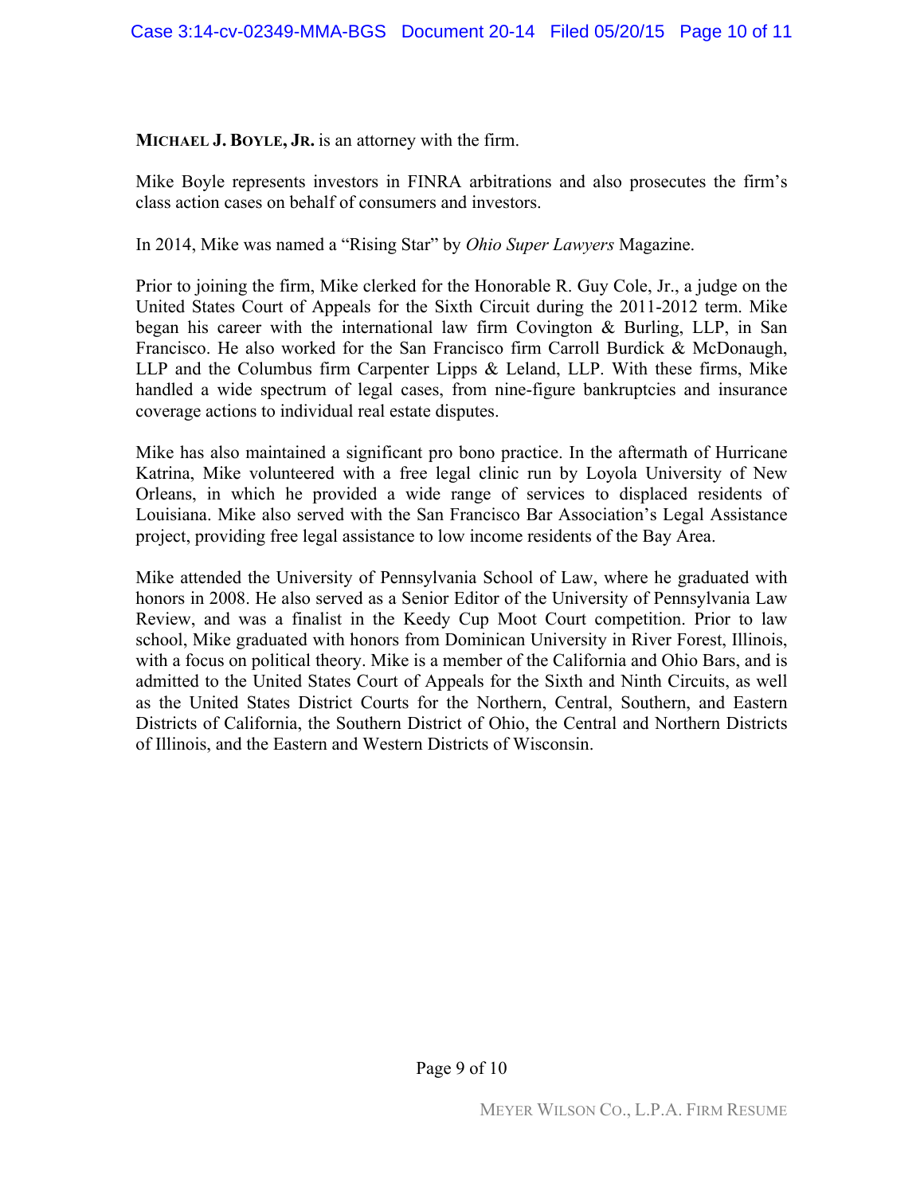**MICHAEL J. BOYLE, JR.** is an attorney with the firm.

Mike Boyle represents investors in FINRA arbitrations and also prosecutes the firm's class action cases on behalf of consumers and investors.

In 2014, Mike was named a "Rising Star" by *Ohio Super Lawyers* Magazine.

Prior to joining the firm, Mike clerked for the Honorable R. Guy Cole, Jr., a judge on the United States Court of Appeals for the Sixth Circuit during the 2011-2012 term. Mike began his career with the international law firm Covington & Burling, LLP, in San Francisco. He also worked for the San Francisco firm Carroll Burdick & McDonaugh, LLP and the Columbus firm Carpenter Lipps & Leland, LLP. With these firms, Mike handled a wide spectrum of legal cases, from nine-figure bankruptcies and insurance coverage actions to individual real estate disputes.

Mike has also maintained a significant pro bono practice. In the aftermath of Hurricane Katrina, Mike volunteered with a free legal clinic run by Loyola University of New Orleans, in which he provided a wide range of services to displaced residents of Louisiana. Mike also served with the San Francisco Bar Association's Legal Assistance project, providing free legal assistance to low income residents of the Bay Area.

Mike attended the University of Pennsylvania School of Law, where he graduated with honors in 2008. He also served as a Senior Editor of the University of Pennsylvania Law Review, and was a finalist in the Keedy Cup Moot Court competition. Prior to law school, Mike graduated with honors from Dominican University in River Forest, Illinois, with a focus on political theory. Mike is a member of the California and Ohio Bars, and is admitted to the United States Court of Appeals for the Sixth and Ninth Circuits, as well as the United States District Courts for the Northern, Central, Southern, and Eastern Districts of California, the Southern District of Ohio, the Central and Northern Districts of Illinois, and the Eastern and Western Districts of Wisconsin.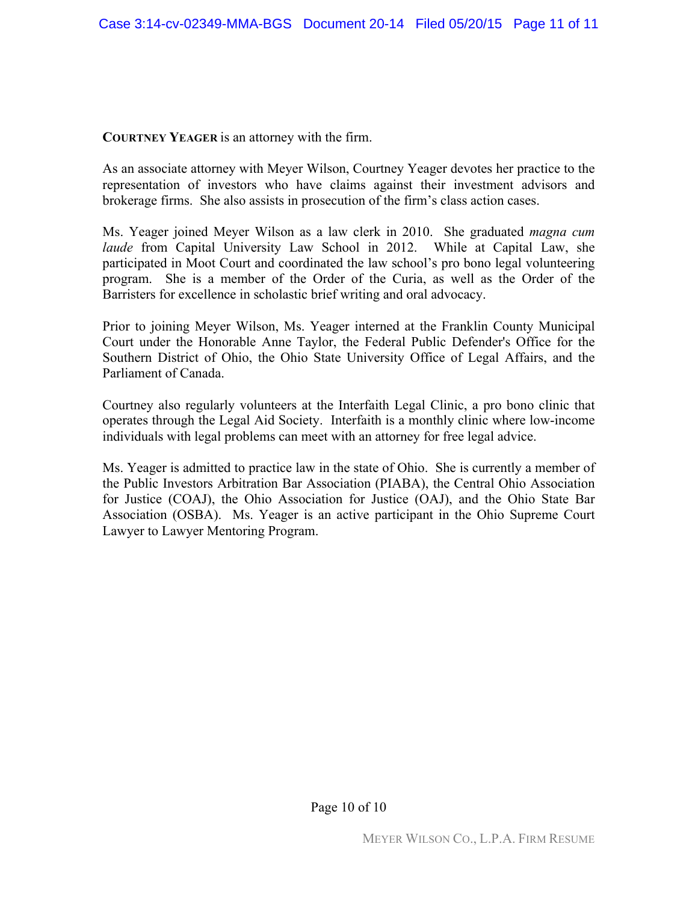**COURTNEY YEAGER** is an attorney with the firm.

As an associate attorney with Meyer Wilson, Courtney Yeager devotes her practice to the representation of investors who have claims against their investment advisors and brokerage firms. She also assists in prosecution of the firm's class action cases.

Ms. Yeager joined Meyer Wilson as a law clerk in 2010. She graduated *magna cum laude* from Capital University Law School in 2012. While at Capital Law, she participated in Moot Court and coordinated the law school's pro bono legal volunteering program. She is a member of the Order of the Curia, as well as the Order of the Barristers for excellence in scholastic brief writing and oral advocacy.

Prior to joining Meyer Wilson, Ms. Yeager interned at the Franklin County Municipal Court under the Honorable Anne Taylor, the Federal Public Defender's Office for the Southern District of Ohio, the Ohio State University Office of Legal Affairs, and the Parliament of Canada.

Courtney also regularly volunteers at the Interfaith Legal Clinic, a pro bono clinic that operates through the Legal Aid Society. Interfaith is a monthly clinic where low-income individuals with legal problems can meet with an attorney for free legal advice.

Ms. Yeager is admitted to practice law in the state of Ohio. She is currently a member of the Public Investors Arbitration Bar Association (PIABA), the Central Ohio Association for Justice (COAJ), the Ohio Association for Justice (OAJ), and the Ohio State Bar Association (OSBA). Ms. Yeager is an active participant in the Ohio Supreme Court Lawyer to Lawyer Mentoring Program.